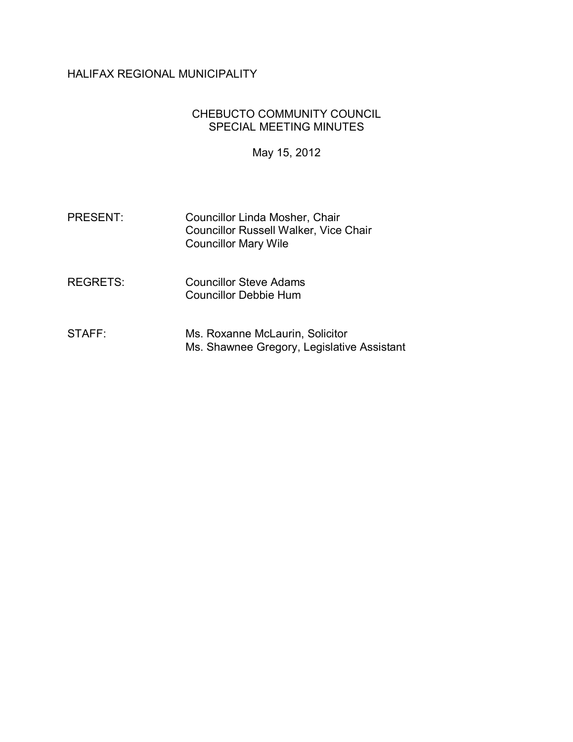# HALIFAX REGIONAL MUNICIPALITY

## CHEBUCTO COMMUNITY COUNCIL
## SPECIAL MEETING MINUTES

May 15, 2012

| | |
|---|---|
| PRESENT: | Councillor Linda Mosher, Chair<br>Councillor Russell Walker, Vice Chair<br>Councillor Mary Wile |
| REGRETS: | Councillor Steve Adams<br>Councillor Debbie Hum |
| STAFF: | Ms. Roxanne McLaurin, Solicitor<br>Ms. Shawnee Gregory, Legislative Assistant |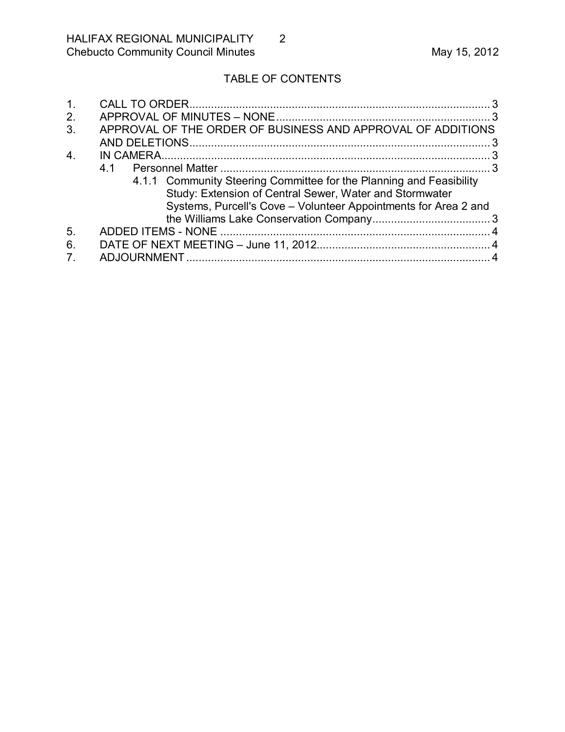## TABLE OF CONTENTS

1. CALL TO ORDER ..... 3
2. APPROVAL OF MINUTES – NONE ..... 3
3. APPROVAL OF THE ORDER OF BUSINESS AND APPROVAL OF ADDITIONS AND DELETIONS ..... 3
4. IN CAMERA ..... 3
   - 4.1 Personnel Matter ..... 3
     - 4.1.1 Community Steering Committee for the Planning and Feasibility Study: Extension of Central Sewer, Water and Stormwater Systems, Purcell's Cove – Volunteer Appointments for Area 2 and the Williams Lake Conservation Company ..... 3
5. ADDED ITEMS - NONE ..... 4
6. DATE OF NEXT MEETING – June 11, 2012 ..... 4
7. ADJOURNMENT ..... 4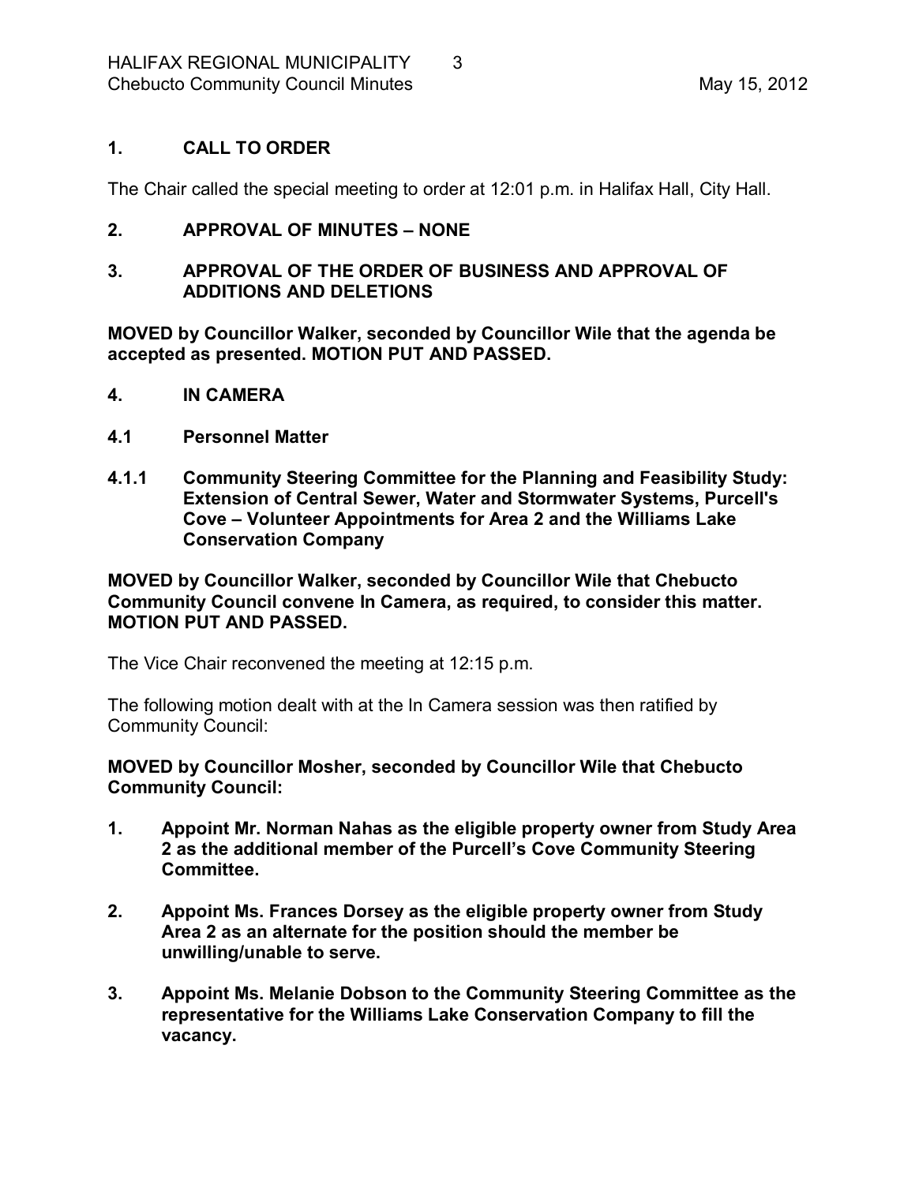## 1. CALL TO ORDER

The Chair called the special meeting to order at 12:01 p.m. in Halifax Hall, City Hall.

## 2. APPROVAL OF MINUTES – NONE

## 3. APPROVAL OF THE ORDER OF BUSINESS AND APPROVAL OF ADDITIONS AND DELETIONS

**MOVED by Councillor Walker, seconded by Councillor Wile that the agenda be accepted as presented. MOTION PUT AND PASSED.**

## 4. IN CAMERA

### 4.1 Personnel Matter

#### 4.1.1 Community Steering Committee for the Planning and Feasibility Study: Extension of Central Sewer, Water and Stormwater Systems, Purcell's Cove – Volunteer Appointments for Area 2 and the Williams Lake Conservation Company

**MOVED by Councillor Walker, seconded by Councillor Wile that Chebucto Community Council convene In Camera, as required, to consider this matter. MOTION PUT AND PASSED.**

The Vice Chair reconvened the meeting at 12:15 p.m.

The following motion dealt with at the In Camera session was then ratified by Community Council:

**MOVED by Councillor Mosher, seconded by Councillor Wile that Chebucto Community Council:**

1. **Appoint Mr. Norman Nahas as the eligible property owner from Study Area 2 as the additional member of the Purcell's Cove Community Steering Committee.**

2. **Appoint Ms. Frances Dorsey as the eligible property owner from Study Area 2 as an alternate for the position should the member be unwilling/unable to serve.**

3. **Appoint Ms. Melanie Dobson to the Community Steering Committee as the representative for the Williams Lake Conservation Company to fill the vacancy.**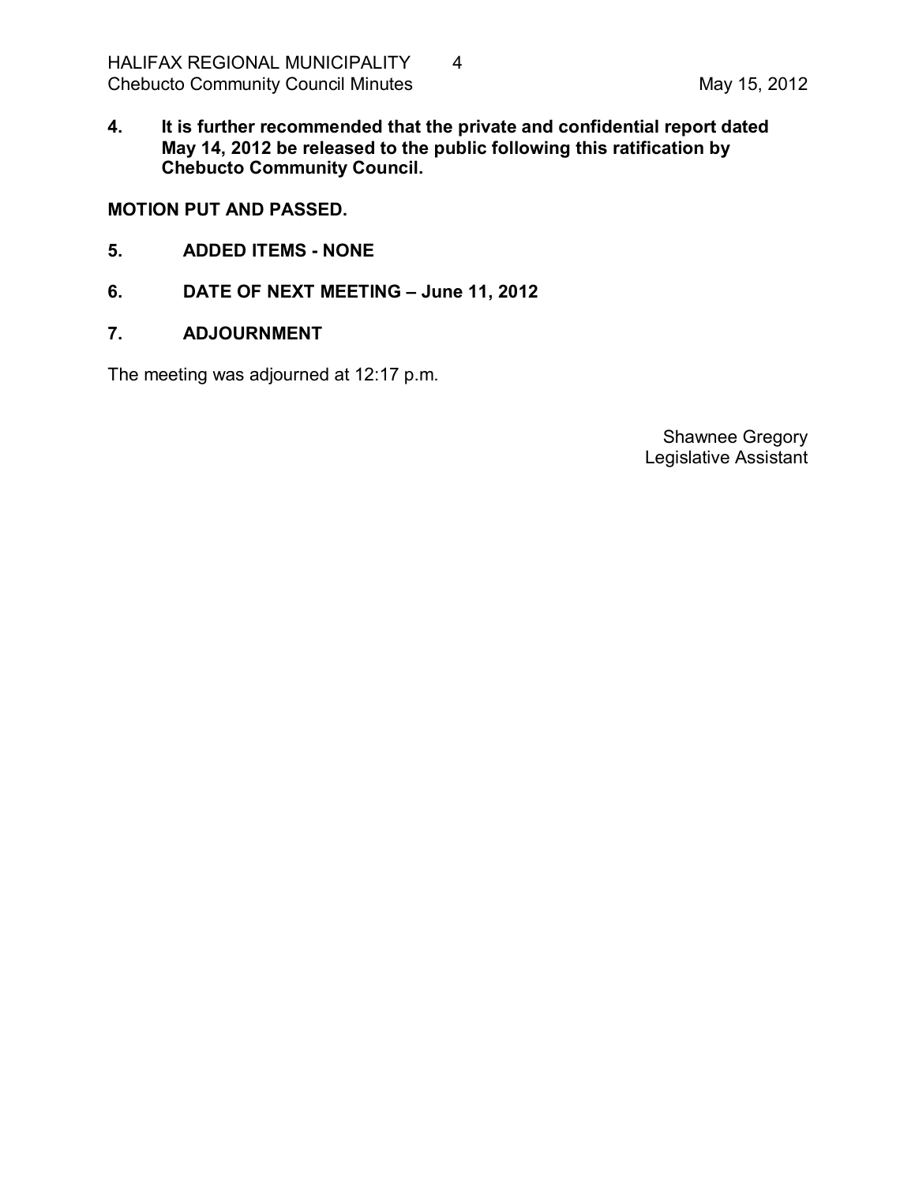**4. It is further recommended that the private and confidential report dated May 14, 2012 be released to the public following this ratification by Chebucto Community Council.**

**MOTION PUT AND PASSED.**

## 5. ADDED ITEMS - NONE

## 6. DATE OF NEXT MEETING – June 11, 2012

## 7. ADJOURNMENT

The meeting was adjourned at 12:17 p.m.

Shawnee Gregory
Legislative Assistant